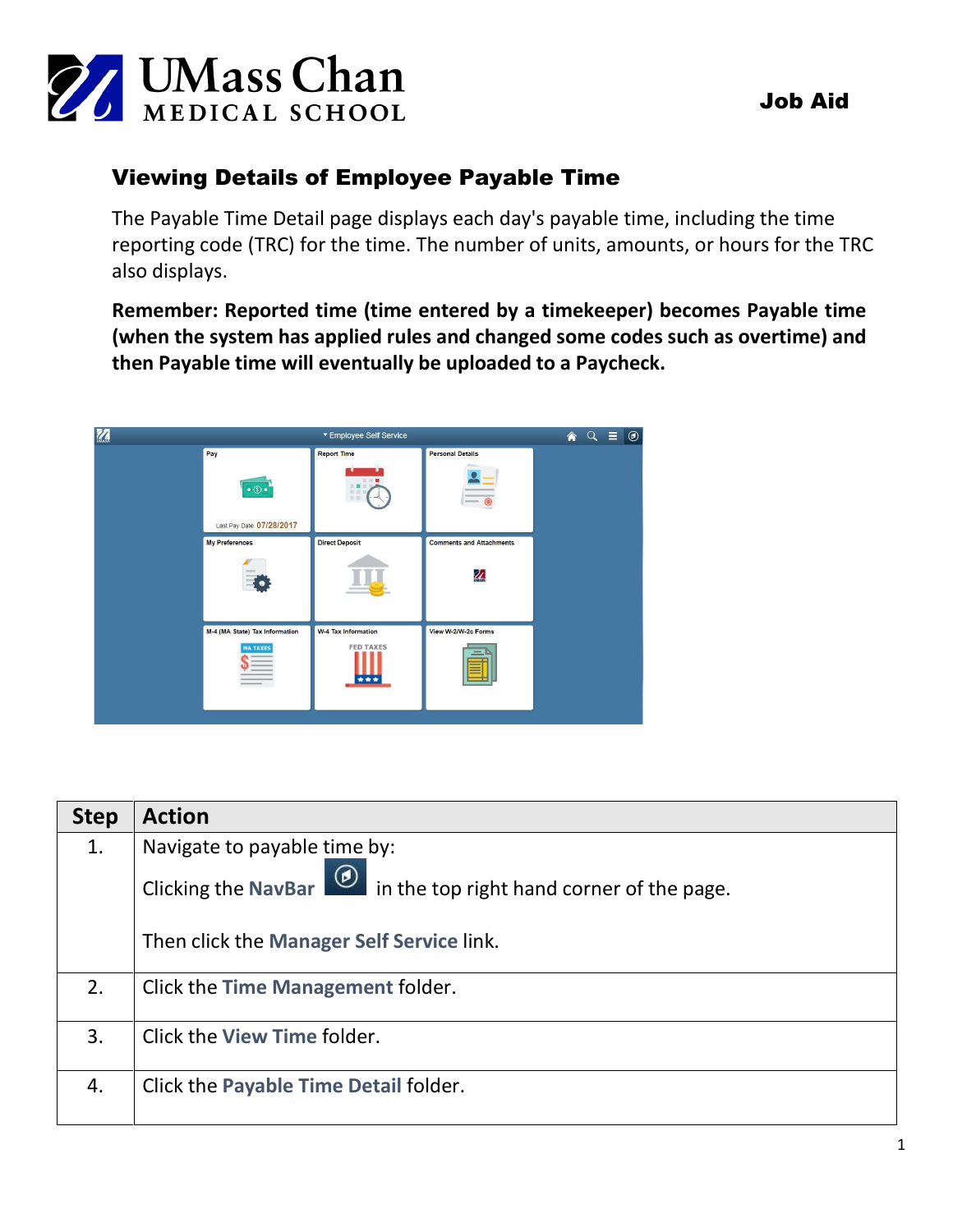**UMass Chan MEDICAL SCHOOL**

**Job Aid**

# Viewing Details of Employee Payable Time

The Payable Time Detail page displays each day's payable time, including the time reporting code (TRC) for the time. The number of units, amounts, or hours for the TRC also displays.

**Remember: Reported time (time entered by a timekeeper) becomes Payable time (when the system has applied rules and changed some codes such as overtime) and then Payable time will eventually be uploaded to a Paycheck.**

| Step | Action |
| --- | --- |
| 1. | Navigate to payable time by:<br><br>Clicking the **NavBar** in the top right hand corner of the page.<br><br>Then click the **Manager Self Service** link. |
| 2. | Click the **Time Management** folder. |
| 3. | Click the **View Time** folder. |
| 4. | Click the **Payable Time Detail** folder. |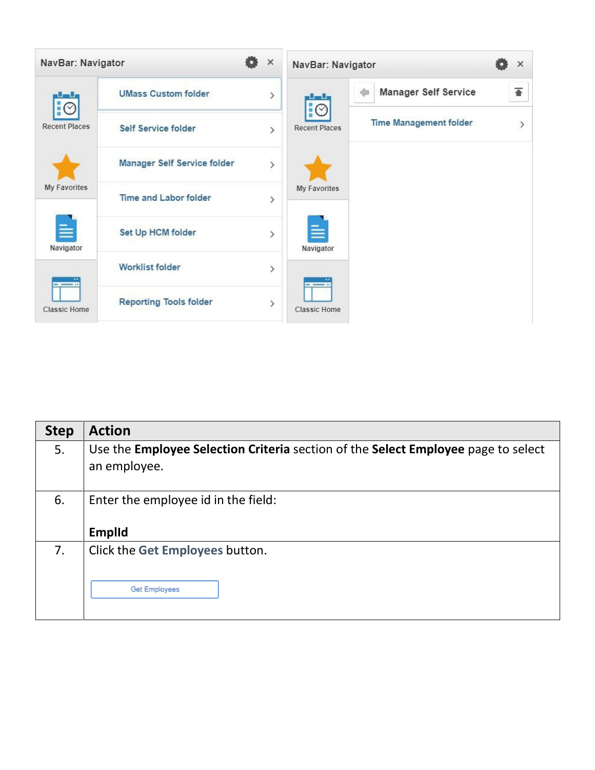| Step | Action |
| --- | --- |
| 5. | Use the **Employee Selection Criteria** section of the **Select Employee** page to select an employee. |
| 6. | Enter the employee id in the field:<br><br>**EmplId** |
| 7. | Click the **Get Employees** button. |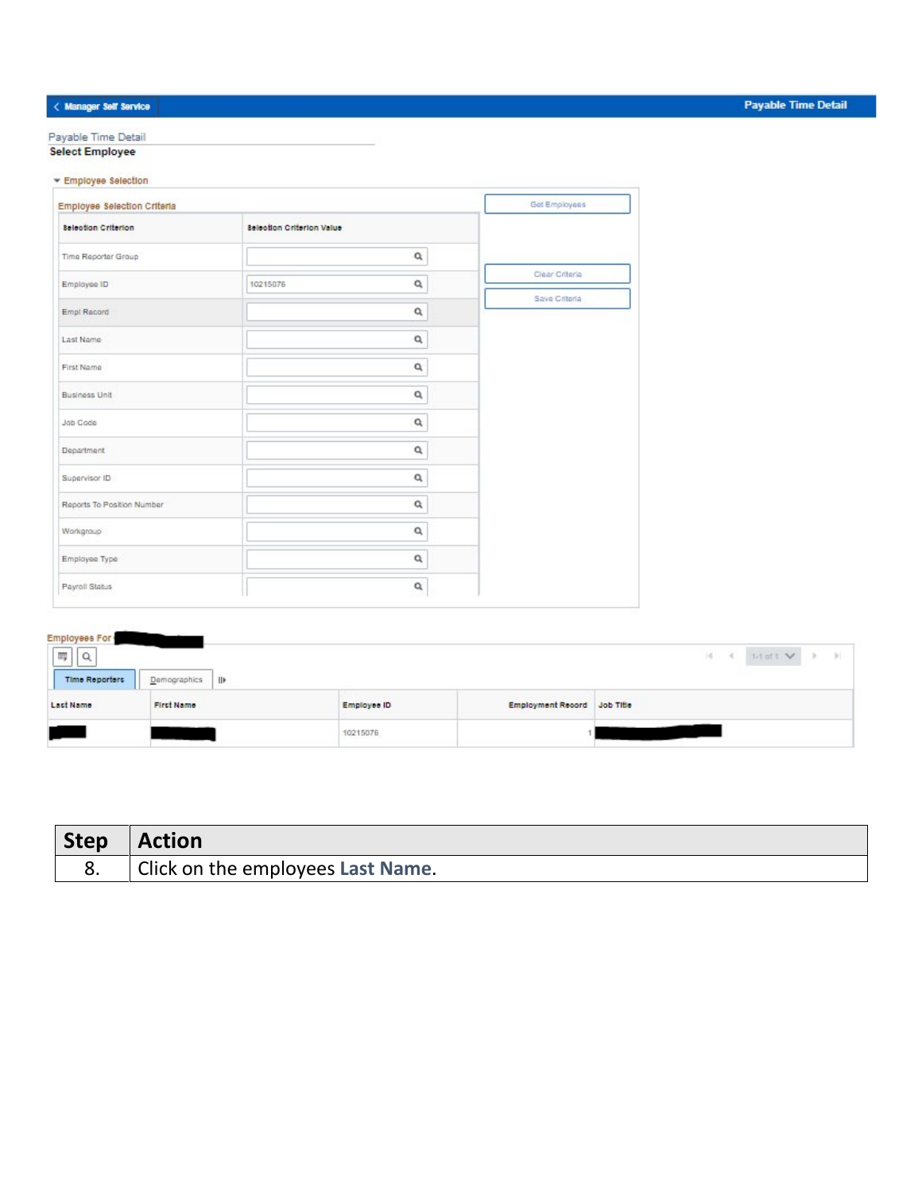Manager Self Service | Payable Time Detail

Payable Time Detail

**Select Employee**

▼ Employee Selection

**Employee Selection Criteria**

| Selection Criterion | Selection Criterion Value |
|---|---|
| Time Reporter Group | |
| Employee ID | 10215076 |
| Empl Record | |
| Last Name | |
| First Name | |
| Business Unit | |
| Job Code | |
| Department | |
| Supervisor ID | |
| Reports To Position Number | |
| Workgroup | |
| Employee Type | |
| Payroll Status | |

Get Employees

Clear Criteria

Save Criteria

**Employees For**

Time Reporters | Demographics

1-1 of 1

| Last Name | First Name | Employee ID | Employment Record | Job Title |
|---|---|---|---|---|
| | | 10215076 | 1 | |

| Step | Action |
|---|---|
| 8. | Click on the employees **Last Name**. |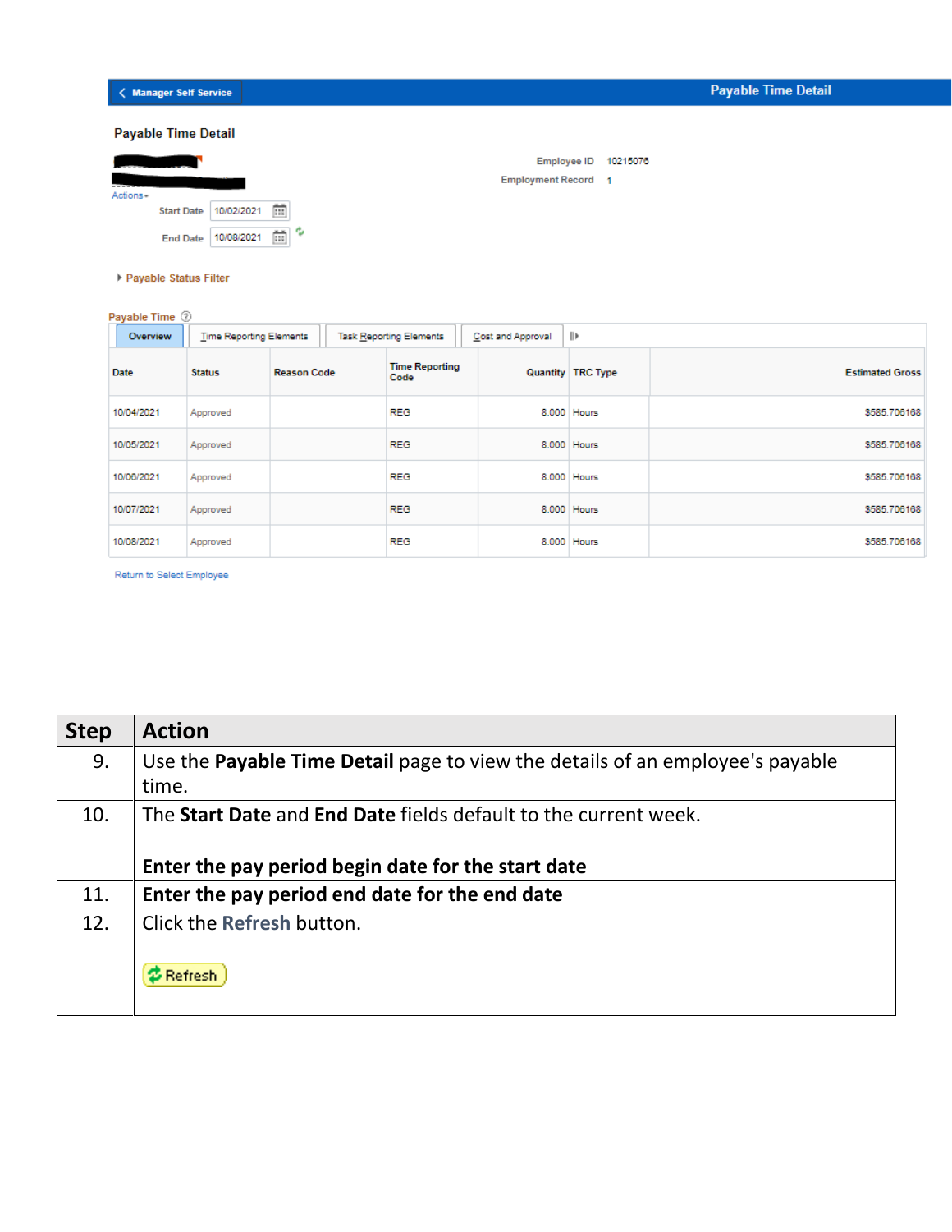Manager Self Service | Payable Time Detail

## Payable Time Detail

Employee ID 10215076
Employment Record 1

Actions

Start Date 10/02/2021

End Date 10/08/2021

Payable Status Filter

Payable Time

Overview | Time Reporting Elements | Task Reporting Elements | Cost and Approval

| Date | Status | Reason Code | Time Reporting Code | Quantity | TRC Type | Estimated Gross |
|---|---|---|---|---|---|---|
| 10/04/2021 | Approved | | REG | 8.000 | Hours | $585.706168 |
| 10/05/2021 | Approved | | REG | 8.000 | Hours | $585.706168 |
| 10/06/2021 | Approved | | REG | 8.000 | Hours | $585.706168 |
| 10/07/2021 | Approved | | REG | 8.000 | Hours | $585.706168 |
| 10/08/2021 | Approved | | REG | 8.000 | Hours | $585.706168 |

Return to Select Employee

| Step | Action |
|---|---|
| 9. | Use the **Payable Time Detail** page to view the details of an employee's payable time. |
| 10. | The **Start Date** and **End Date** fields default to the current week.<br><br>**Enter the pay period begin date for the start date** |
| 11. | **Enter the pay period end date for the end date** |
| 12. | Click the **Refresh** button.<br><br>Refresh |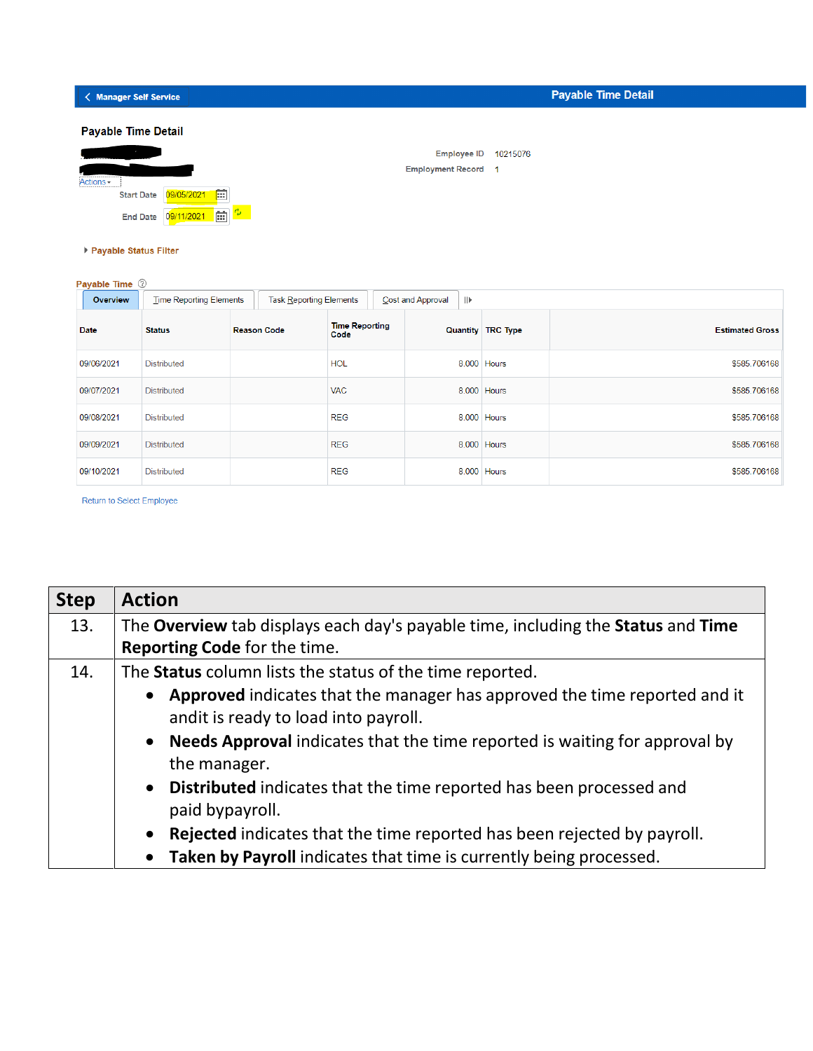Manager Self Service | **Payable Time Detail**

**Payable Time Detail**

Actions

Employee ID 10215076

Employment Record 1

Start Date 09/05/2021

End Date 09/11/2021

Payable Status Filter

**Payable Time**

Overview | Time Reporting Elements | Task Reporting Elements | Cost and Approval

| Date | Status | Reason Code | Time Reporting Code | Quantity | TRC Type | Estimated Gross |
|---|---|---|---|---|---|---|
| 09/06/2021 | Distributed | | HOL | 8.000 | Hours | $585.706168 |
| 09/07/2021 | Distributed | | VAC | 8.000 | Hours | $585.706168 |
| 09/08/2021 | Distributed | | REG | 8.000 | Hours | $585.706168 |
| 09/09/2021 | Distributed | | REG | 8.000 | Hours | $585.706168 |
| 09/10/2021 | Distributed | | REG | 8.000 | Hours | $585.706168 |

Return to Select Employee

| Step | Action |
|---|---|
| 13. | The **Overview** tab displays each day's payable time, including the **Status** and **Time Reporting Code** for the time. |
| 14. | The **Status** column lists the status of the time reported.<br>• **Approved** indicates that the manager has approved the time reported and it andit is ready to load into payroll.<br>• **Needs Approval** indicates that the time reported is waiting for approval by the manager.<br>• **Distributed** indicates that the time reported has been processed and paid bypayroll.<br>• **Rejected** indicates that the time reported has been rejected by payroll.<br>• **Taken by Payroll** indicates that time is currently being processed. |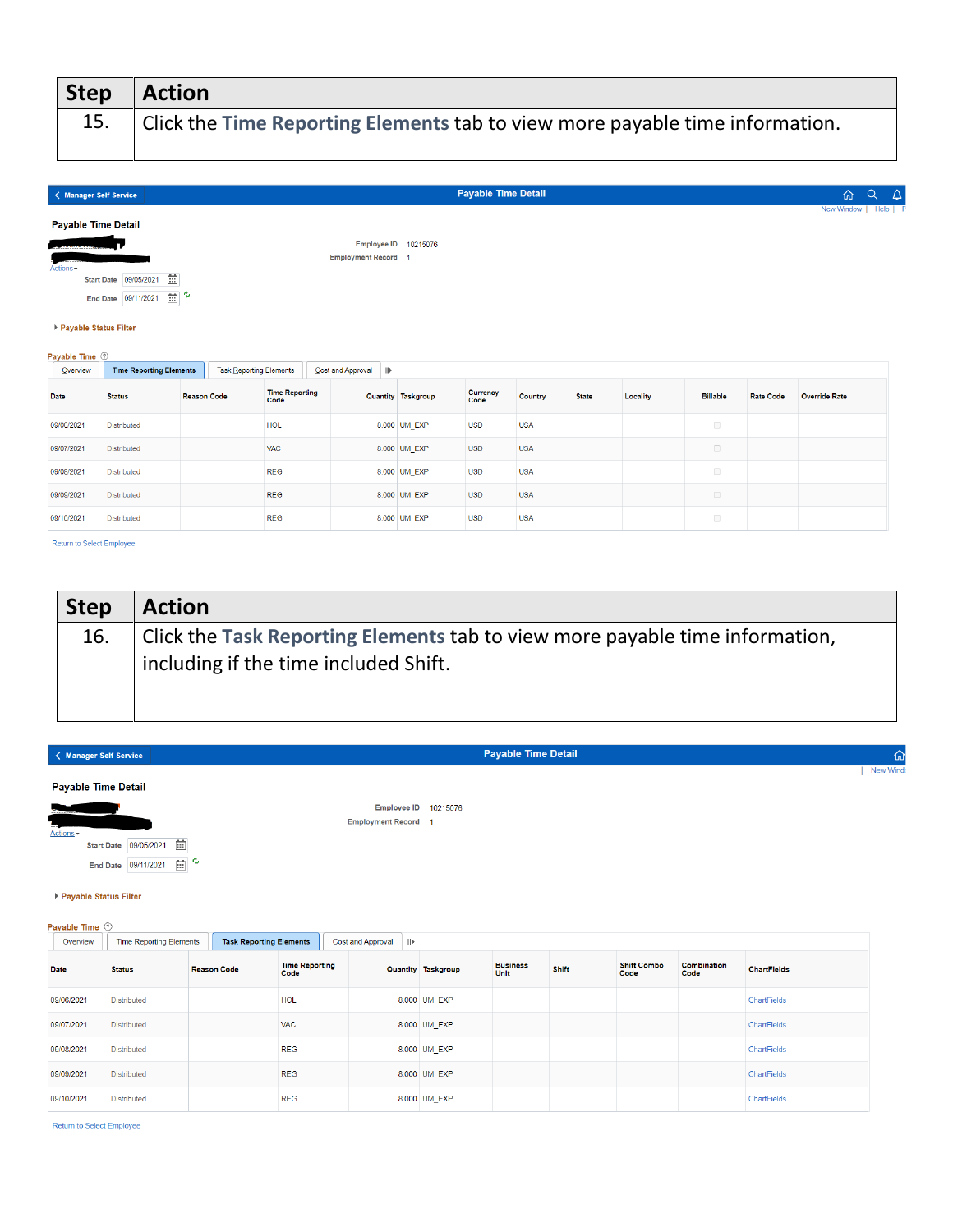| Step | Action |
| --- | --- |
| 15. | Click the **Time Reporting Elements** tab to view more payable time information. |

Manager Self Service — Payable Time Detail

New Window | Help |

**Payable Time Detail**

Employee ID 10215076

Employment Record 1

Actions

Start Date 09/05/2021

End Date 09/11/2021

Payable Status Filter

Payable Time

Overview | **Time Reporting Elements** | Task Reporting Elements | Cost and Approval

| Date | Status | Reason Code | Time Reporting Code | Quantity | Taskgroup | Currency Code | Country | State | Locality | Billable | Rate Code | Override Rate |
| --- | --- | --- | --- | --- | --- | --- | --- | --- | --- | --- | --- | --- |
| 09/06/2021 | Distributed | | HOL | 8.000 | UM_EXP | USD | USA | | | | | |
| 09/07/2021 | Distributed | | VAC | 8.000 | UM_EXP | USD | USA | | | | | |
| 09/08/2021 | Distributed | | REG | 8.000 | UM_EXP | USD | USA | | | | | |
| 09/09/2021 | Distributed | | REG | 8.000 | UM_EXP | USD | USA | | | | | |
| 09/10/2021 | Distributed | | REG | 8.000 | UM_EXP | USD | USA | | | | | |

Return to Select Employee

| Step | Action |
| --- | --- |
| 16. | Click the **Task Reporting Elements** tab to view more payable time information, including if the time included Shift. |

Manager Self Service — Payable Time Detail

New Wind

**Payable Time Detail**

Employee ID 10215076

Employment Record 1

Actions

Start Date 09/05/2021

End Date 09/11/2021

Payable Status Filter

Payable Time

Overview | Time Reporting Elements | **Task Reporting Elements** | Cost and Approval

| Date | Status | Reason Code | Time Reporting Code | Quantity | Taskgroup | Business Unit | Shift | Shift Combo Code | Combination Code | ChartFields |
| --- | --- | --- | --- | --- | --- | --- | --- | --- | --- | --- |
| 09/06/2021 | Distributed | | HOL | 8.000 | UM_EXP | | | | | ChartFields |
| 09/07/2021 | Distributed | | VAC | 8.000 | UM_EXP | | | | | ChartFields |
| 09/08/2021 | Distributed | | REG | 8.000 | UM_EXP | | | | | ChartFields |
| 09/09/2021 | Distributed | | REG | 8.000 | UM_EXP | | | | | ChartFields |
| 09/10/2021 | Distributed | | REG | 8.000 | UM_EXP | | | | | ChartFields |

Return to Select Employee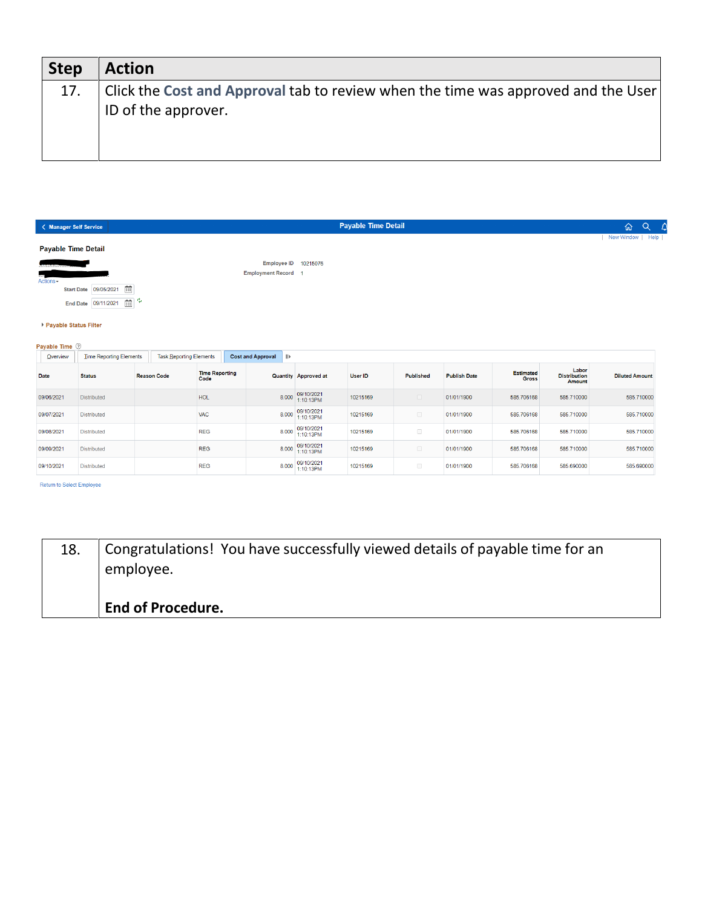| Step | Action |
|---|---|
| 17. | Click the **Cost and Approval** tab to review when the time was approved and the User ID of the approver. |

Manager Self Service

Payable Time Detail

New Window | Help

Payable Time Detail

Actions

Employee ID 10215076

Employment Record 1

Start Date 09/05/2021

End Date 09/11/2021

Payable Status Filter

Payable Time

Overview | Time Reporting Elements | Task Reporting Elements | Cost and Approval

| Date | Status | Reason Code | Time Reporting Code | Quantity | Approved at | User ID | Published | Publish Date | Estimated Gross | Labor Distribution Amount | Diluted Amount |
|---|---|---|---|---|---|---|---|---|---|---|---|
| 09/06/2021 | Distributed | | HOL | 8.000 | 09/10/2021 1:10:13PM | 10215169 | | 01/01/1900 | 585.706168 | 585.710000 | 585.710000 |
| 09/07/2021 | Distributed | | VAC | 8.000 | 09/10/2021 1:10:13PM | 10215169 | | 01/01/1900 | 585.706168 | 585.710000 | 585.710000 |
| 09/08/2021 | Distributed | | REG | 8.000 | 09/10/2021 1:10:13PM | 10215169 | | 01/01/1900 | 585.706168 | 585.710000 | 585.710000 |
| 09/09/2021 | Distributed | | REG | 8.000 | 09/10/2021 1:10:13PM | 10215169 | | 01/01/1900 | 585.706168 | 585.710000 | 585.710000 |
| 09/10/2021 | Distributed | | REG | 8.000 | 09/10/2021 1:10:13PM | 10215169 | | 01/01/1900 | 585.706168 | 585.690000 | 585.690000 |

Return to Select Employee

| | |
|---|---|
| 18. | Congratulations! You have successfully viewed details of payable time for an employee.<br><br>**End of Procedure.** |